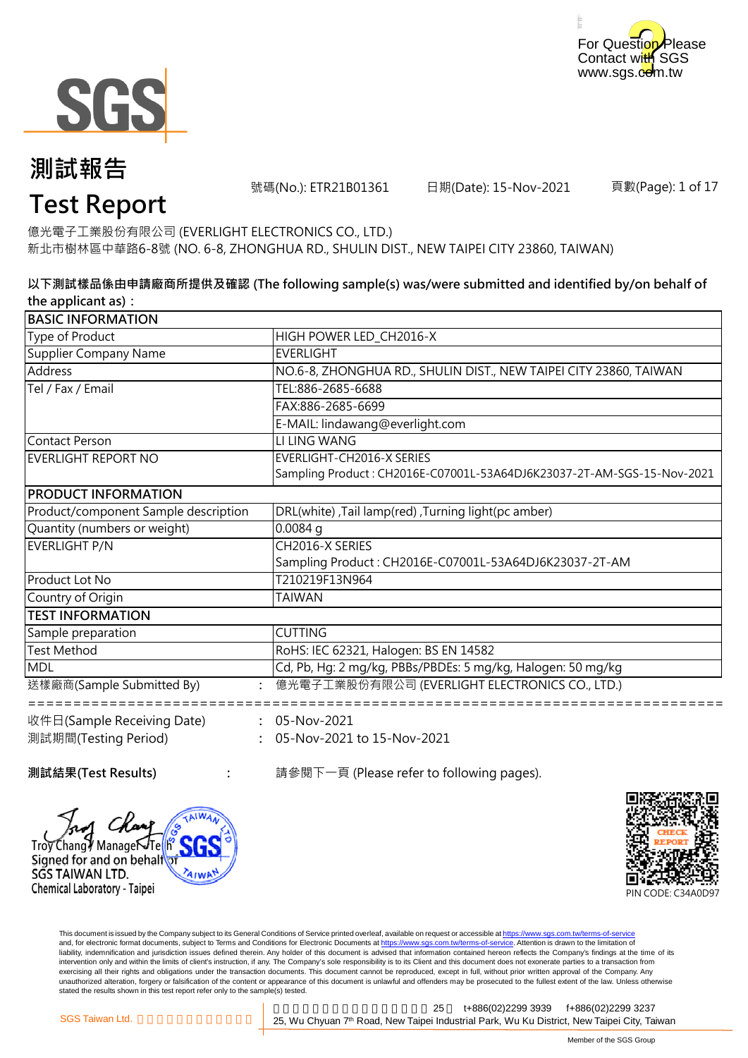# 測試報告

# Test Report

號碼(No.): ETR21B01361　　日期(Date): 15-Nov-2021　　頁數(Page): 1 of 17

億光電子工業股份有限公司 (EVERLIGHT ELECTRONICS CO., LTD.)
新北市樹林區中華路6-8號 (NO. 6-8, ZHONGHUA RD., SHULIN DIST., NEW TAIPEI CITY 23860, TAIWAN)

**以下測試樣品係由申請廠商所提供及確認 (The following sample(s) was/were submitted and identified by/on behalf of the applicant as)：**

| | |
|---|---|
| **BASIC INFORMATION** | |
| Type of Product | HIGH POWER LED_CH2016-X |
| Supplier Company Name | EVERLIGHT |
| Address | NO.6-8, ZHONGHUA RD., SHULIN DIST., NEW TAIPEI CITY 23860, TAIWAN |
| Tel / Fax / Email | TEL:886-2685-6688 |
| | FAX:886-2685-6699 |
| | E-MAIL: lindawang@everlight.com |
| Contact Person | LI LING WANG |
| EVERLIGHT REPORT NO | EVERLIGHT-CH2016-X SERIES<br>Sampling Product : CH2016E-C07001L-53A64DJ6K23037-2T-AM-SGS-15-Nov-2021 |
| **PRODUCT INFORMATION** | |
| Product/component Sample description | DRL(white) ,Tail lamp(red) ,Turning light(pc amber) |
| Quantity (numbers or weight) | 0.0084 g |
| EVERLIGHT P/N | CH2016-X SERIES<br>Sampling Product : CH2016E-C07001L-53A64DJ6K23037-2T-AM |
| Product Lot No | T210219F13N964 |
| Country of Origin | TAIWAN |
| **TEST INFORMATION** | |
| Sample preparation | CUTTING |
| Test Method | RoHS: IEC 62321, Halogen: BS EN 14582 |
| MDL | Cd, Pb, Hg: 2 mg/kg, PBBs/PBDEs: 5 mg/kg, Halogen: 50 mg/kg |

送樣廠商(Sample Submitted By)　:　億光電子工業股份有限公司 (EVERLIGHT ELECTRONICS CO., LTD.)

收件日(Sample Receiving Date)　:　05-Nov-2021
測試期間(Testing Period)　:　05-Nov-2021 to 15-Nov-2021

**測試結果(Test Results)**　:　請參閱下一頁 (Please refer to following pages).

Troy Chang / Manager-Tech
Signed for and on behalf of
SGS TAIWAN LTD.
Chemical Laboratory - Taipei

PIN CODE: C34A0D97

This document is issued by the Company subject to its General Conditions of Service printed overleaf, available on request or accessible at https://www.sgs.com.tw/terms-of-service and, for electronic format documents, subject to Terms and Conditions for Electronic Documents at https://www.sgs.com.tw/terms-of-service. Attention is drawn to the limitation of liability, indemnification and jurisdiction issues defined therein. Any holder of this document is advised that information contained hereon reflects the Company's findings at the time of its intervention only and within the limits of client's instruction, if any. The Company's sole responsibility is to its Client and this document does not exonerate parties to a transaction from exercising all their rights and obligations under the transaction documents. This document cannot be reproduced, except in full, without prior written approval of the Company. Any unauthorized alteration, forgery or falsification of the content or appearance of this document is unlawful and offenders may be prosecuted to the fullest extent of the law. Unless otherwise stated the results shown in this test report refer only to the sample(s) tested.

SGS Taiwan Ltd. 25, Wu Chyuan 7th Road, New Taipei Industrial Park, Wu Ku District, New Taipei City, Taiwan t+886(02)2299 3939 f+886(02)2299 3237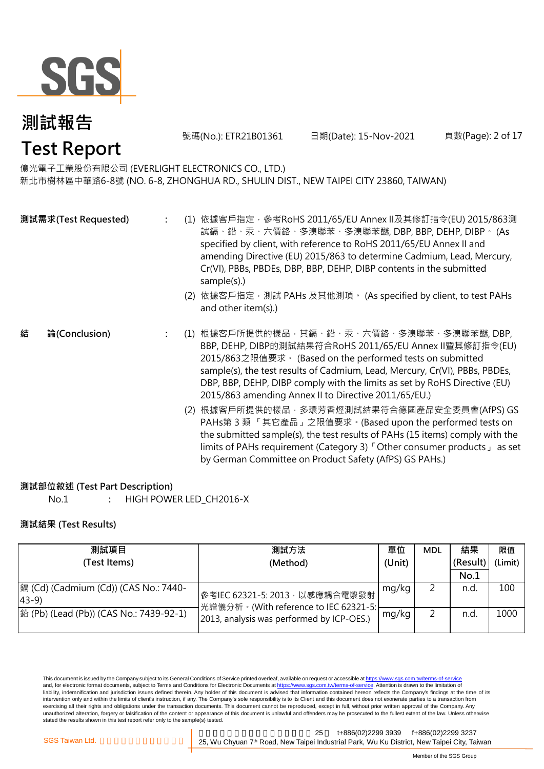# 測試報告
# Test Report

號碼(No.): ETR21B01361　　日期(Date): 15-Nov-2021

億光電子工業股份有限公司 (EVERLIGHT ELECTRONICS CO., LTD.)
新北市樹林區中華路6-8號 (NO. 6-8, ZHONGHUA RD., SHULIN DIST., NEW TAIPEI CITY 23860, TAIWAN)

**測試需求(Test Requested)** :

(1) 依據客戶指定，參考RoHS 2011/65/EU Annex II及其修訂指令(EU) 2015/863測試鎘、鉛、汞、六價鉻、多溴聯苯、多溴聯苯醚, DBP, BBP, DEHP, DIBP。 (As specified by client, with reference to RoHS 2011/65/EU Annex II and amending Directive (EU) 2015/863 to determine Cadmium, Lead, Mercury, Cr(VI), PBBs, PBDEs, DBP, BBP, DEHP, DIBP contents in the submitted sample(s).)

(2) 依據客戶指定，測試 PAHs 及其他測項。 (As specified by client, to test PAHs and other item(s).)

**結　論(Conclusion)** :

(1) 根據客戶所提供的樣品，其鎘、鉛、汞、六價鉻、多溴聯苯、多溴聯苯醚, DBP, BBP, DEHP, DIBP的測試結果符合RoHS 2011/65/EU Annex II暨其修訂指令(EU) 2015/863之限值要求。 (Based on the performed tests on submitted sample(s), the test results of Cadmium, Lead, Mercury, Cr(VI), PBBs, PBDEs, DBP, BBP, DEHP, DIBP comply with the limits as set by RoHS Directive (EU) 2015/863 amending Annex II to Directive 2011/65/EU.)

(2) 根據客戶所提供的樣品，多環芳香烴測試結果符合德國產品安全委員會(AfPS) GS PAHs第 3 類 「其它產品」之限值要求。(Based upon the performed tests on the submitted sample(s), the test results of PAHs (15 items) comply with the limits of PAHs requirement (Category 3)「Other consumer products」 as set by German Committee on Product Safety (AfPS) GS PAHs.)

**測試部位敘述 (Test Part Description)**

No.1 : HIGH POWER LED_CH2016-X

**測試結果 (Test Results)**

| 測試項目 (Test Items) | 測試方法 (Method) | 單位 (Unit) | MDL | 結果 (Result) No.1 | 限值 (Limit) |
|---|---|---|---|---|---|
| 鎘 (Cd) (Cadmium (Cd)) (CAS No.: 7440-43-9) | 參考IEC 62321-5: 2013，以感應耦合電漿發射光譜儀分析。(With reference to IEC 62321-5: 2013, analysis was performed by ICP-OES.) | mg/kg | 2 | n.d. | 100 |
| 鉛 (Pb) (Lead (Pb)) (CAS No.: 7439-92-1) | | mg/kg | 2 | n.d. | 1000 |

This document is issued by the Company subject to its General Conditions of Service printed overleaf, available on request or accessible at https://www.sgs.com.tw/terms-of-service and, for electronic format documents, subject to Terms and Conditions for Electronic Documents at https://www.sgs.com.tw/terms-of-service. Attention is drawn to the limitation of liability, indemnification and jurisdiction issues defined therein. Any holder of this document is advised that information contained hereon reflects the Company's findings at the time of its intervention only and within the limits of client's instruction, if any. The Company's sole responsibility is to its Client and this document does not exonerate parties to a transaction from exercising all their rights and obligations under the transaction documents. This document cannot be reproduced, except in full, without prior written approval of the Company. Any unauthorized alteration, forgery or falsification of the content or appearance of this document is unlawful and offenders may be prosecuted to the fullest extent of the law. Unless otherwise stated the results shown in this test report refer only to the sample(s) tested.

SGS Taiwan Ltd. | 25, Wu Chyuan 7th Road, New Taipei Industrial Park, Wu Ku District, New Taipei City, Taiwan | t+886(02)2299 3939 f+886(02)2299 3237

Member of the SGS Group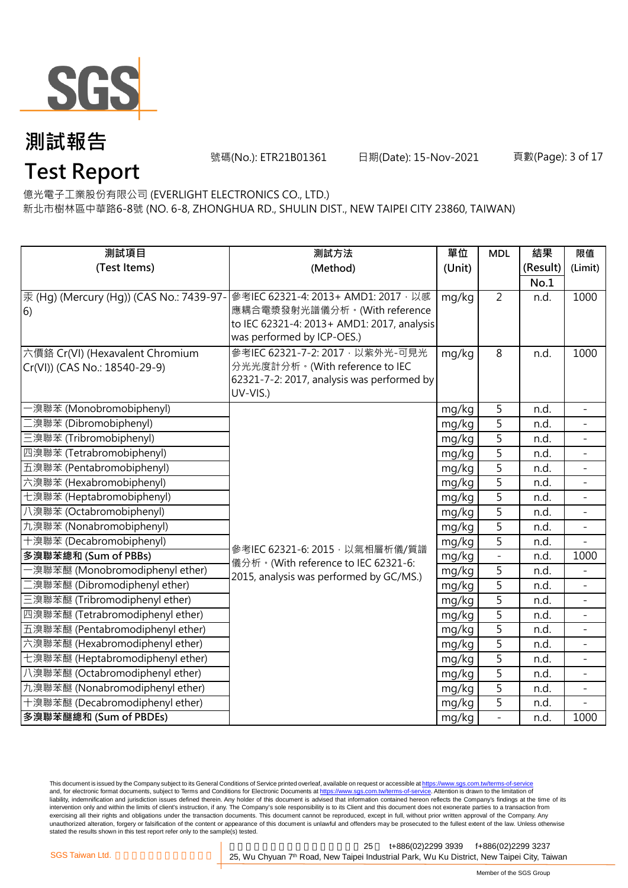# 測試報告

# Test Report

號碼(No.): ETR21B01361　　日期(Date): 15-Nov-2021

億光電子工業股份有限公司 (EVERLIGHT ELECTRONICS CO., LTD.)
新北市樹林區中華路6-8號 (NO. 6-8, ZHONGHUA RD., SHULIN DIST., NEW TAIPEI CITY 23860, TAIWAN)

| 測試項目 (Test Items) | 測試方法 (Method) | 單位 (Unit) | MDL | 結果 (Result) No.1 | 限值 (Limit) |
|---|---|---|---|---|---|
| 汞 (Hg) (Mercury (Hg)) (CAS No.: 7439-97-6) | 參考IEC 62321-4: 2013+ AMD1: 2017，以感應耦合電漿發射光譜儀分析。(With reference to IEC 62321-4: 2013+ AMD1: 2017, analysis was performed by ICP-OES.) | mg/kg | 2 | n.d. | 1000 |
| 六價鉻 Cr(VI) (Hexavalent Chromium Cr(VI)) (CAS No.: 18540-29-9) | 參考IEC 62321-7-2: 2017，以紫外光-可見光分光光度計分析。(With reference to IEC 62321-7-2: 2017, analysis was performed by UV-VIS.) | mg/kg | 8 | n.d. | 1000 |
| 一溴聯苯 (Monobromobiphenyl) | 參考IEC 62321-6: 2015，以氣相層析儀/質譜儀分析。(With reference to IEC 62321-6: 2015, analysis was performed by GC/MS.) | mg/kg | 5 | n.d. | - |
| 二溴聯苯 (Dibromobiphenyl) | | mg/kg | 5 | n.d. | - |
| 三溴聯苯 (Tribromobiphenyl) | | mg/kg | 5 | n.d. | - |
| 四溴聯苯 (Tetrabromobiphenyl) | | mg/kg | 5 | n.d. | - |
| 五溴聯苯 (Pentabromobiphenyl) | | mg/kg | 5 | n.d. | - |
| 六溴聯苯 (Hexabromobiphenyl) | | mg/kg | 5 | n.d. | - |
| 七溴聯苯 (Heptabromobiphenyl) | | mg/kg | 5 | n.d. | - |
| 八溴聯苯 (Octabromobiphenyl) | | mg/kg | 5 | n.d. | - |
| 九溴聯苯 (Nonabromobiphenyl) | | mg/kg | 5 | n.d. | - |
| 十溴聯苯 (Decabromobiphenyl) | | mg/kg | 5 | n.d. | - |
| **多溴聯苯總和 (Sum of PBBs)** | | mg/kg | - | n.d. | 1000 |
| 一溴聯苯醚 (Monobromodiphenyl ether) | | mg/kg | 5 | n.d. | - |
| 二溴聯苯醚 (Dibromodiphenyl ether) | | mg/kg | 5 | n.d. | - |
| 三溴聯苯醚 (Tribromodiphenyl ether) | | mg/kg | 5 | n.d. | - |
| 四溴聯苯醚 (Tetrabromodiphenyl ether) | | mg/kg | 5 | n.d. | - |
| 五溴聯苯醚 (Pentabromodiphenyl ether) | | mg/kg | 5 | n.d. | - |
| 六溴聯苯醚 (Hexabromodiphenyl ether) | | mg/kg | 5 | n.d. | - |
| 七溴聯苯醚 (Heptabromodiphenyl ether) | | mg/kg | 5 | n.d. | - |
| 八溴聯苯醚 (Octabromodiphenyl ether) | | mg/kg | 5 | n.d. | - |
| 九溴聯苯醚 (Nonabromodiphenyl ether) | | mg/kg | 5 | n.d. | - |
| 十溴聯苯醚 (Decabromodiphenyl ether) | | mg/kg | 5 | n.d. | - |
| **多溴聯苯醚總和 (Sum of PBDEs)** | | mg/kg | - | n.d. | 1000 |

This document is issued by the Company subject to its General Conditions of Service printed overleaf, available on request or accessible at https://www.sgs.com.tw/terms-of-service and, for electronic format documents, subject to Terms and Conditions for Electronic Documents at https://www.sgs.com.tw/terms-of-service. Attention is drawn to the limitation of liability, indemnification and jurisdiction issues defined therein. Any holder of this document is advised that information contained hereon reflects the Company's findings at the time of its intervention only and within the limits of client's instruction, if any. The Company's sole responsibility is to its Client and this document does not exonerate parties to a transaction from exercising all their rights and obligations under the transaction documents. This document cannot be reproduced, except in full, without prior written approval of the Company. Any unauthorized alteration, forgery or falsification of the content or appearance of this document is unlawful and offenders may be prosecuted to the fullest extent of the law. Unless otherwise stated the results shown in this test report refer only to the sample(s) tested.

SGS Taiwan Ltd. 25 t+886(02)2299 3939 f+886(02)2299 3237
25, Wu Chyuan 7th Road, New Taipei Industrial Park, Wu Ku District, New Taipei City, Taiwan

Member of the SGS Group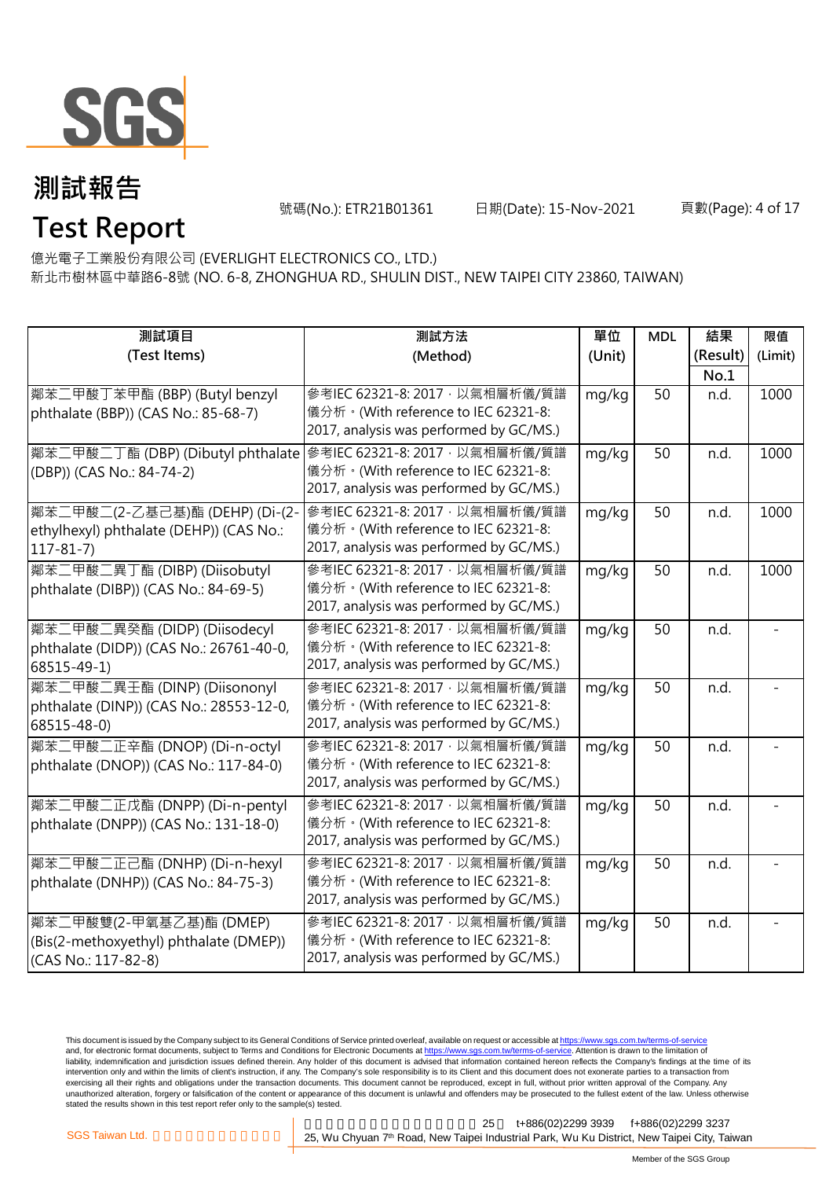# 測試報告

# Test Report

號碼(No.): ETR21B01361 日期(Date): 15-Nov-2021

億光電子工業股份有限公司 (EVERLIGHT ELECTRONICS CO., LTD.)
新北市樹林區中華路6-8號 (NO. 6-8, ZHONGHUA RD., SHULIN DIST., NEW TAIPEI CITY 23860, TAIWAN)

| 測試項目 (Test Items) | 測試方法 (Method) | 單位 (Unit) | MDL | 結果 (Result) No.1 | 限值 (Limit) |
|---|---|---|---|---|---|
| 鄰苯二甲酸丁苯甲酯 (BBP) (Butyl benzyl phthalate (BBP)) (CAS No.: 85-68-7) | 參考IEC 62321-8: 2017，以氣相層析儀/質譜儀分析。(With reference to IEC 62321-8: 2017, analysis was performed by GC/MS.) | mg/kg | 50 | n.d. | 1000 |
| 鄰苯二甲酸二丁酯 (DBP) (Dibutyl phthalate (DBP)) (CAS No.: 84-74-2) | 參考IEC 62321-8: 2017，以氣相層析儀/質譜儀分析。(With reference to IEC 62321-8: 2017, analysis was performed by GC/MS.) | mg/kg | 50 | n.d. | 1000 |
| 鄰苯二甲酸二(2-乙基己基)酯 (DEHP) (Di-(2-ethylhexyl) phthalate (DEHP)) (CAS No.: 117-81-7) | 參考IEC 62321-8: 2017，以氣相層析儀/質譜儀分析。(With reference to IEC 62321-8: 2017, analysis was performed by GC/MS.) | mg/kg | 50 | n.d. | 1000 |
| 鄰苯二甲酸二異丁酯 (DIBP) (Diisobutyl phthalate (DIBP)) (CAS No.: 84-69-5) | 參考IEC 62321-8: 2017，以氣相層析儀/質譜儀分析。(With reference to IEC 62321-8: 2017, analysis was performed by GC/MS.) | mg/kg | 50 | n.d. | 1000 |
| 鄰苯二甲酸二異癸酯 (DIDP) (Diisodecyl phthalate (DIDP)) (CAS No.: 26761-40-0, 68515-49-1) | 參考IEC 62321-8: 2017，以氣相層析儀/質譜儀分析。(With reference to IEC 62321-8: 2017, analysis was performed by GC/MS.) | mg/kg | 50 | n.d. | - |
| 鄰苯二甲酸二異壬酯 (DINP) (Diisononyl phthalate (DINP)) (CAS No.: 28553-12-0, 68515-48-0) | 參考IEC 62321-8: 2017，以氣相層析儀/質譜儀分析。(With reference to IEC 62321-8: 2017, analysis was performed by GC/MS.) | mg/kg | 50 | n.d. | - |
| 鄰苯二甲酸二正辛酯 (DNOP) (Di-n-octyl phthalate (DNOP)) (CAS No.: 117-84-0) | 參考IEC 62321-8: 2017，以氣相層析儀/質譜儀分析。(With reference to IEC 62321-8: 2017, analysis was performed by GC/MS.) | mg/kg | 50 | n.d. | - |
| 鄰苯二甲酸二正戊酯 (DNPP) (Di-n-pentyl phthalate (DNPP)) (CAS No.: 131-18-0) | 參考IEC 62321-8: 2017，以氣相層析儀/質譜儀分析。(With reference to IEC 62321-8: 2017, analysis was performed by GC/MS.) | mg/kg | 50 | n.d. | - |
| 鄰苯二甲酸二正己酯 (DNHP) (Di-n-hexyl phthalate (DNHP)) (CAS No.: 84-75-3) | 參考IEC 62321-8: 2017，以氣相層析儀/質譜儀分析。(With reference to IEC 62321-8: 2017, analysis was performed by GC/MS.) | mg/kg | 50 | n.d. | - |
| 鄰苯二甲酸雙(2-甲氧基乙基)酯 (DMEP) (Bis(2-methoxyethyl) phthalate (DMEP)) (CAS No.: 117-82-8) | 參考IEC 62321-8: 2017，以氣相層析儀/質譜儀分析。(With reference to IEC 62321-8: 2017, analysis was performed by GC/MS.) | mg/kg | 50 | n.d. | - |

This document is issued by the Company subject to its General Conditions of Service printed overleaf, available on request or accessible at https://www.sgs.com.tw/terms-of-service and, for electronic format documents, subject to Terms and Conditions for Electronic Documents at https://www.sgs.com.tw/terms-of-service. Attention is drawn to the limitation of liability, indemnification and jurisdiction issues defined therein. Any holder of this document is advised that information contained hereon reflects the Company's findings at the time of its intervention only and within the limits of client's instruction, if any. The Company's sole responsibility is to its Client and this document does not exonerate parties to a transaction from exercising all their rights and obligations under the transaction documents. This document cannot be reproduced, except in full, without prior written approval of the Company. Any unauthorized alteration, forgery or falsification of the content or appearance of this document is unlawful and offenders may be prosecuted to the fullest extent of the law. Unless otherwise stated the results shown in this test report refer only to the sample(s) tested.

SGS Taiwan Ltd. t+886(02)2299 3939 f+886(02)2299 3237
25, Wu Chyuan 7th Road, New Taipei Industrial Park, Wu Ku District, New Taipei City, Taiwan

Member of the SGS Group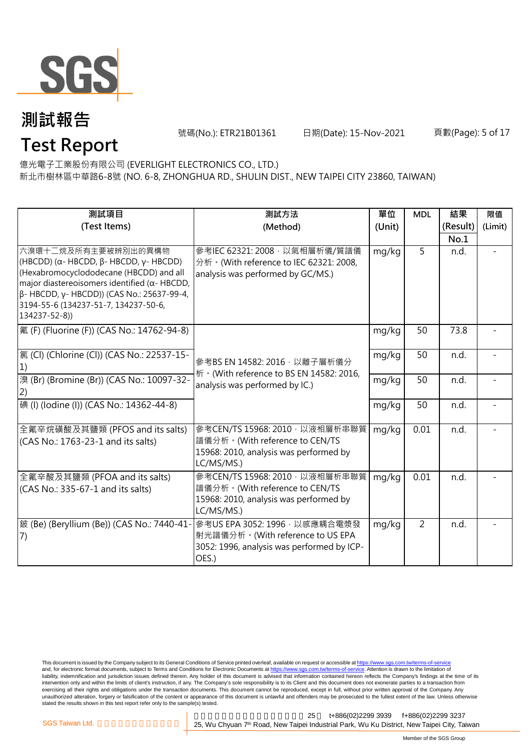# 測試報告
# Test Report

號碼(No.): ETR21B01361　　日期(Date): 15-Nov-2021

億光電子工業股份有限公司 (EVERLIGHT ELECTRONICS CO., LTD.)
新北市樹林區中華路6-8號 (NO. 6-8, ZHONGHUA RD., SHULIN DIST., NEW TAIPEI CITY 23860, TAIWAN)

| 測試項目 (Test Items) | 測試方法 (Method) | 單位 (Unit) | MDL | 結果 (Result) No.1 | 限值 (Limit) |
|---|---|---|---|---|---|
| 六溴環十二烷及所有主要被辨別出的異構物 (HBCDD) (α- HBCDD, β- HBCDD, γ- HBCDD) (Hexabromocyclododecane (HBCDD) and all major diastereoisomers identified (α- HBCDD, β- HBCDD, γ- HBCDD)) (CAS No.: 25637-99-4, 3194-55-6 (134237-51-7, 134237-50-6, 134237-52-8)) | 參考IEC 62321: 2008，以氣相層析儀/質譜儀分析。(With reference to IEC 62321: 2008, analysis was performed by GC/MS.) | mg/kg | 5 | n.d. | - |
| 氟 (F) (Fluorine (F)) (CAS No.: 14762-94-8) | 參考BS EN 14582: 2016，以離子層析儀分析。(With reference to BS EN 14582: 2016, analysis was performed by IC.) | mg/kg | 50 | 73.8 | - |
| 氯 (Cl) (Chlorine (Cl)) (CAS No.: 22537-15-1) | | mg/kg | 50 | n.d. | - |
| 溴 (Br) (Bromine (Br)) (CAS No.: 10097-32-2) | | mg/kg | 50 | n.d. | - |
| 碘 (I) (Iodine (I)) (CAS No.: 14362-44-8) | | mg/kg | 50 | n.d. | - |
| 全氟辛烷磺酸及其鹽類 (PFOS and its salts) (CAS No.: 1763-23-1 and its salts) | 參考CEN/TS 15968: 2010，以液相層析串聯質譜儀分析。(With reference to CEN/TS 15968: 2010, analysis was performed by LC/MS/MS.) | mg/kg | 0.01 | n.d. | - |
| 全氟辛酸及其鹽類 (PFOA and its salts) (CAS No.: 335-67-1 and its salts) | 參考CEN/TS 15968: 2010，以液相層析串聯質譜儀分析。(With reference to CEN/TS 15968: 2010, analysis was performed by LC/MS/MS.) | mg/kg | 0.01 | n.d. | - |
| 鈹 (Be) (Beryllium (Be)) (CAS No.: 7440-41-7) | 參考US EPA 3052: 1996，以感應耦合電漿發射光譜儀分析。(With reference to US EPA 3052: 1996, analysis was performed by ICP-OES.) | mg/kg | 2 | n.d. | - |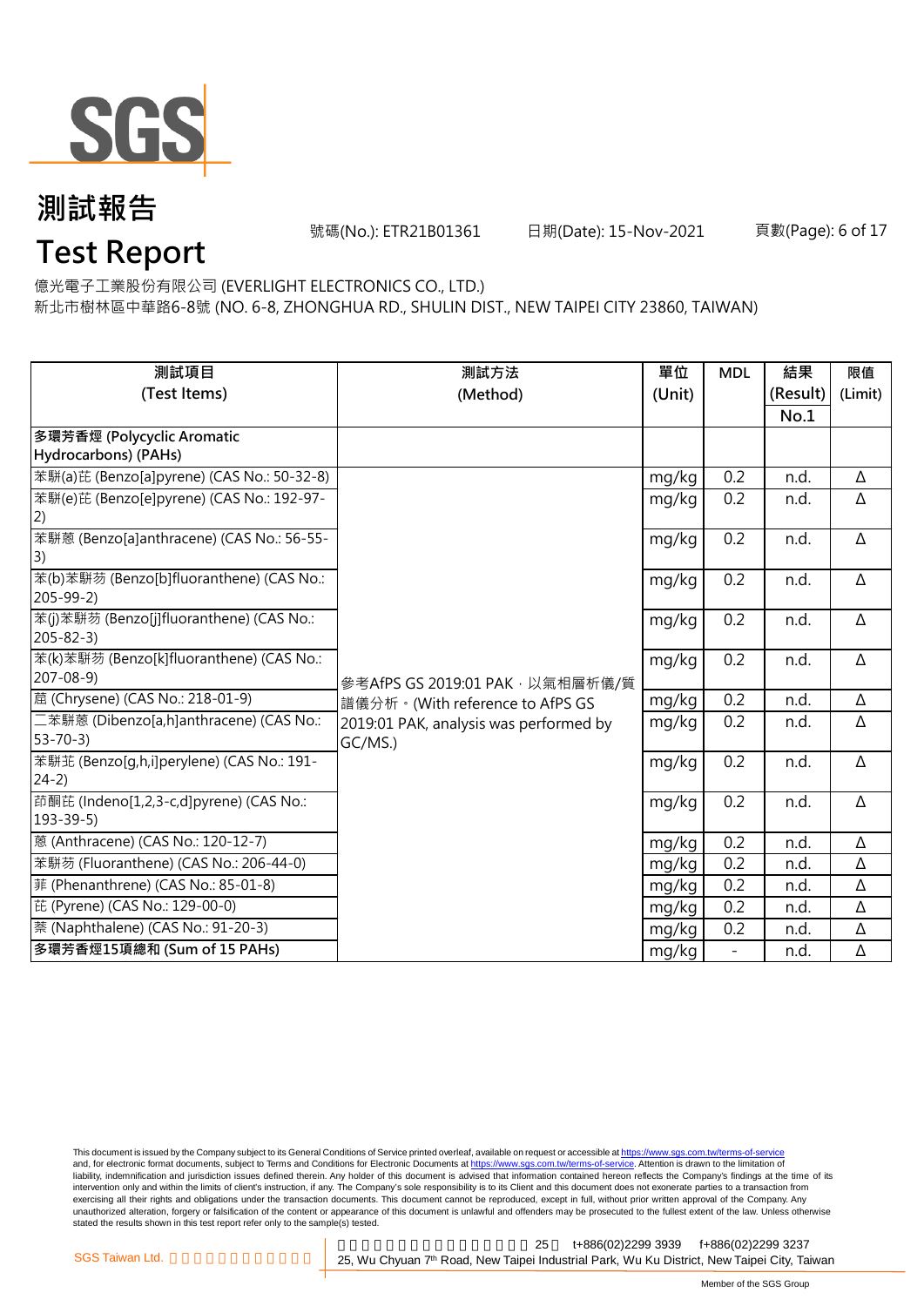# 測試報告

# Test Report

號碼(No.): ETR21B01361　　日期(Date): 15-Nov-2021

億光電子工業股份有限公司 (EVERLIGHT ELECTRONICS CO., LTD.)
新北市樹林區中華路6-8號 (NO. 6-8, ZHONGHUA RD., SHULIN DIST., NEW TAIPEI CITY 23860, TAIWAN)

| 測試項目 (Test Items) | 測試方法 (Method) | 單位 (Unit) | MDL | 結果 (Result) No.1 | 限值 (Limit) |
|---|---|---|---|---|---|
| **多環芳香烴 (Polycyclic Aromatic Hydrocarbons) (PAHs)** | | | | | |
| 苯駢(a)芘 (Benzo[a]pyrene) (CAS No.: 50-32-8) | 參考AfPS GS 2019:01 PAK，以氣相層析儀/質譜儀分析。(With reference to AfPS GS 2019:01 PAK, analysis was performed by GC/MS.) | mg/kg | 0.2 | n.d. | Δ |
| 苯駢(e)芘 (Benzo[e]pyrene) (CAS No.: 192-97-2) | | mg/kg | 0.2 | n.d. | Δ |
| 苯駢蒽 (Benzo[a]anthracene) (CAS No.: 56-55-3) | | mg/kg | 0.2 | n.d. | Δ |
| 苯(b)苯駢芴 (Benzo[b]fluoranthene) (CAS No.: 205-99-2) | | mg/kg | 0.2 | n.d. | Δ |
| 苯(j)苯駢芴 (Benzo[j]fluoranthene) (CAS No.: 205-82-3) | | mg/kg | 0.2 | n.d. | Δ |
| 苯(k)苯駢芴 (Benzo[k]fluoranthene) (CAS No.: 207-08-9) | | mg/kg | 0.2 | n.d. | Δ |
| 䓛 (Chrysene) (CAS No.: 218-01-9) | | mg/kg | 0.2 | n.d. | Δ |
| 二苯駢蒽 (Dibenzo[a,h]anthracene) (CAS No.: 53-70-3) | | mg/kg | 0.2 | n.d. | Δ |
| 苯駢苝 (Benzo[g,h,i]perylene) (CAS No.: 191-24-2) | | mg/kg | 0.2 | n.d. | Δ |
| 茚酮芘 (Indeno[1,2,3-c,d]pyrene) (CAS No.: 193-39-5) | | mg/kg | 0.2 | n.d. | Δ |
| 蒽 (Anthracene) (CAS No.: 120-12-7) | | mg/kg | 0.2 | n.d. | Δ |
| 苯駢芴 (Fluoranthene) (CAS No.: 206-44-0) | | mg/kg | 0.2 | n.d. | Δ |
| 菲 (Phenanthrene) (CAS No.: 85-01-8) | | mg/kg | 0.2 | n.d. | Δ |
| 芘 (Pyrene) (CAS No.: 129-00-0) | | mg/kg | 0.2 | n.d. | Δ |
| 萘 (Naphthalene) (CAS No.: 91-20-3) | | mg/kg | 0.2 | n.d. | Δ |
| **多環芳香烴15項總和 (Sum of 15 PAHs)** | | mg/kg | - | n.d. | Δ |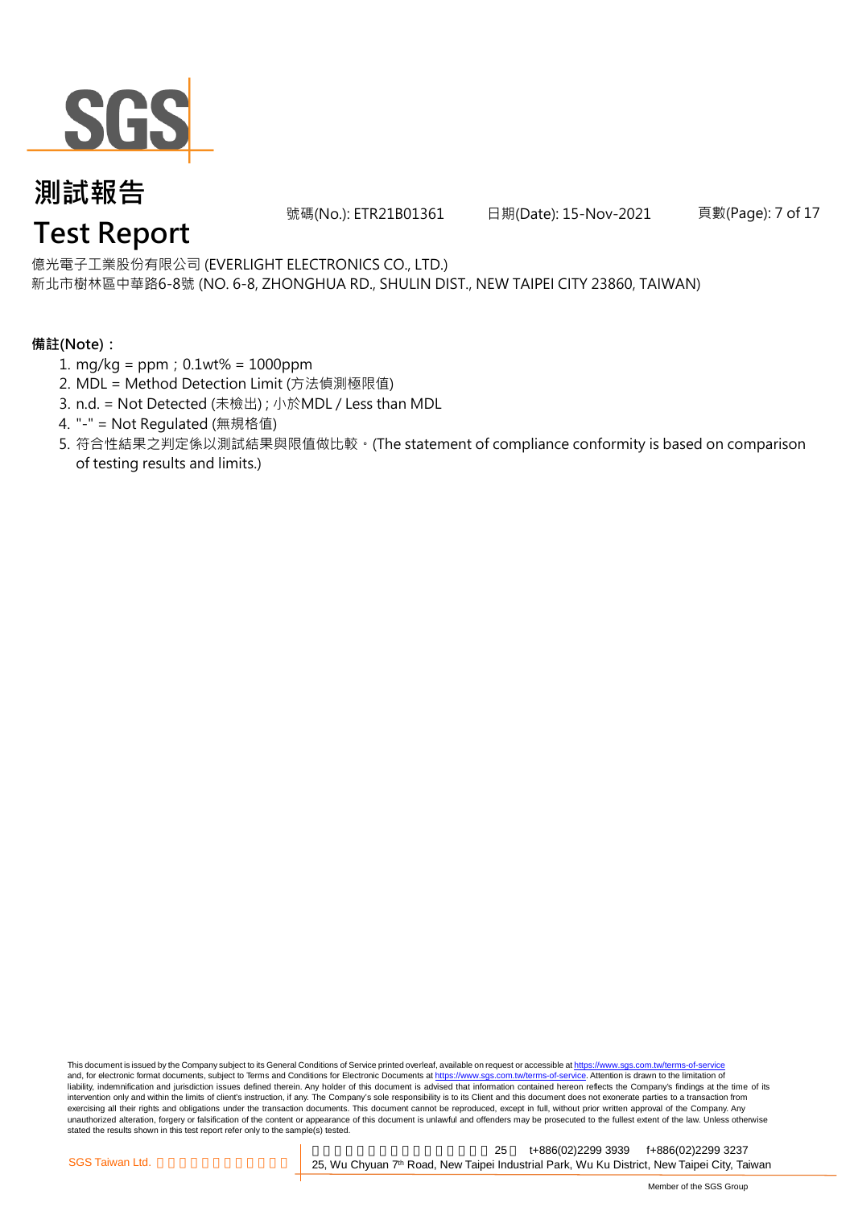# 測試報告

# Test Report

號碼(No.): ETR21B01361 日期(Date): 15-Nov-2021

億光電子工業股份有限公司 (EVERLIGHT ELECTRONICS CO., LTD.)

新北市樹林區中華路6-8號 (NO. 6-8, ZHONGHUA RD., SHULIN DIST., NEW TAIPEI CITY 23860, TAIWAN)

**備註(Note)：**

1. mg/kg = ppm；0.1wt% = 1000ppm
2. MDL = Method Detection Limit (方法偵測極限值)
3. n.d. = Not Detected (未檢出) ; 小於MDL / Less than MDL
4. "-" = Not Regulated (無規格值)
5. 符合性結果之判定係以測試結果與限值做比較。(The statement of compliance conformity is based on comparison of testing results and limits.)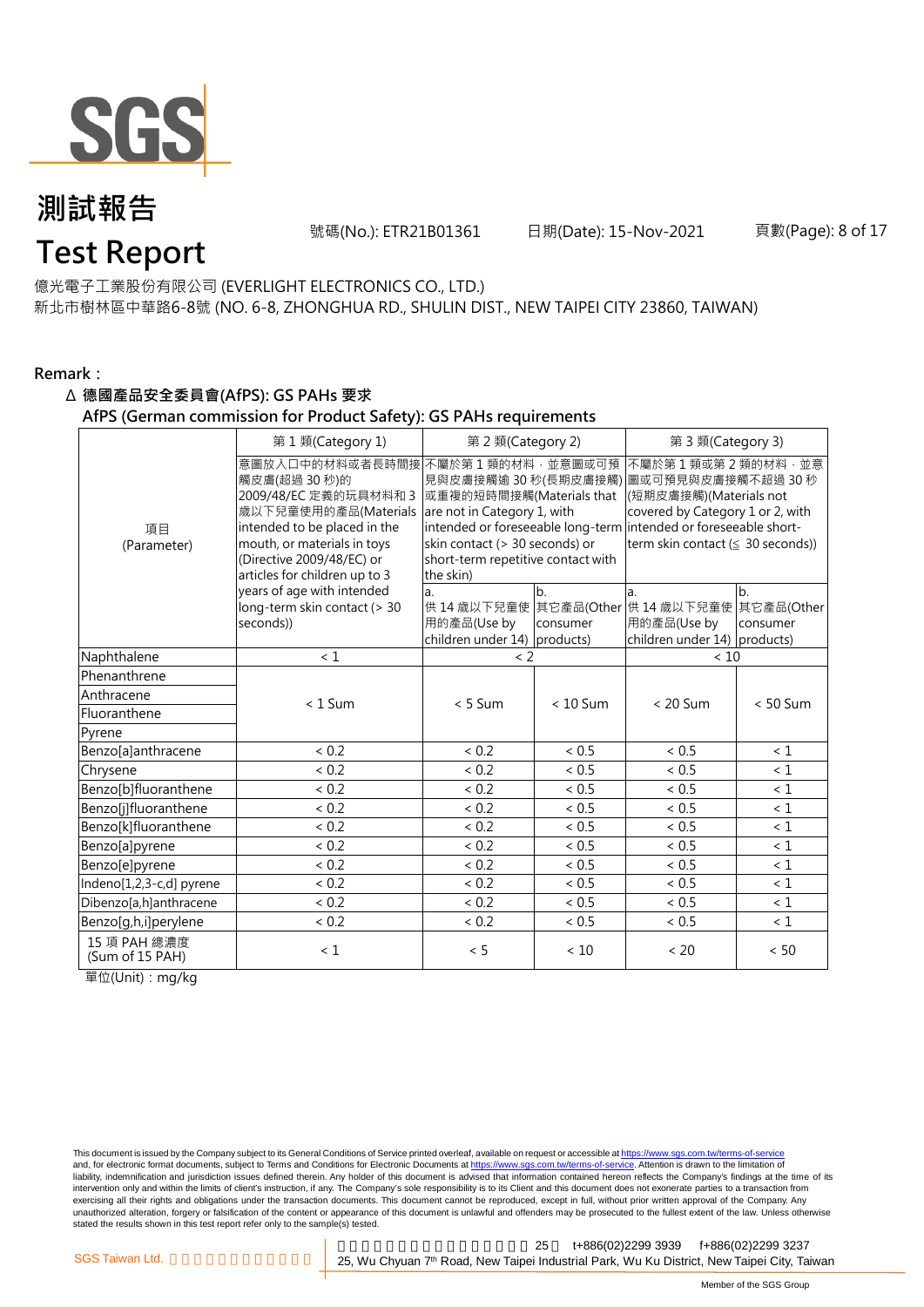# 測試報告

# Test Report

號碼(No.): ETR21B01361　　日期(Date): 15-Nov-2021

億光電子工業股份有限公司 (EVERLIGHT ELECTRONICS CO., LTD.)
新北市樹林區中華路6-8號 (NO. 6-8, ZHONGHUA RD., SHULIN DIST., NEW TAIPEI CITY 23860, TAIWAN)

**Remark：**

**Δ 德國產品安全委員會(AfPS): GS PAHs 要求**
**AfPS (German commission for Product Safety): GS PAHs requirements**

| 項目 (Parameter) | 第 1 類(Category 1) | 第 2 類(Category 2) | | 第 3 類(Category 3) | |
|---|---|---|---|---|---|
| | 意圖放入口中的材料或者長時間接觸皮膚(超過 30 秒)的 2009/48/EC 定義的玩具材料和 3 歲以下兒童使用的產品(Materials intended to be placed in the mouth, or materials in toys (Directive 2009/48/EC) or articles for children up to 3 years of age with intended long-term skin contact (> 30 seconds)) | 不屬於第 1 類的材料，並意圖或可預見與皮膚接觸逾 30 秒(長期皮膚接觸)或重複的短時間接觸(Materials that are not in Category 1, with intended or foreseeable long-term skin contact (> 30 seconds) or short-term repetitive contact with the skin) | | 不屬於第 1 類或第 2 類的材料，並意圖或可預見與皮膚接觸不超過 30 秒(短期皮膚接觸)(Materials not covered by Category 1 or 2, with intended or foreseeable short-term skin contact (≦ 30 seconds)) | |
| | | a. 供 14 歲以下兒童使用的產品(Use by children under 14) | b. 其它產品(Other consumer products) | a. 供 14 歲以下兒童使用的產品(Use by children under 14) | b. 其它產品(Other consumer products) |
| Naphthalene | < 1 | < 2 | | < 10 | |
| Phenanthrene | < 1 Sum | < 5 Sum | < 10 Sum | < 20 Sum | < 50 Sum |
| Anthracene | | | | | |
| Fluoranthene | | | | | |
| Pyrene | | | | | |
| Benzo[a]anthracene | < 0.2 | < 0.2 | < 0.5 | < 0.5 | < 1 |
| Chrysene | < 0.2 | < 0.2 | < 0.5 | < 0.5 | < 1 |
| Benzo[b]fluoranthene | < 0.2 | < 0.2 | < 0.5 | < 0.5 | < 1 |
| Benzo[j]fluoranthene | < 0.2 | < 0.2 | < 0.5 | < 0.5 | < 1 |
| Benzo[k]fluoranthene | < 0.2 | < 0.2 | < 0.5 | < 0.5 | < 1 |
| Benzo[a]pyrene | < 0.2 | < 0.2 | < 0.5 | < 0.5 | < 1 |
| Benzo[e]pyrene | < 0.2 | < 0.2 | < 0.5 | < 0.5 | < 1 |
| Indeno[1,2,3-c,d] pyrene | < 0.2 | < 0.2 | < 0.5 | < 0.5 | < 1 |
| Dibenzo[a,h]anthracene | < 0.2 | < 0.2 | < 0.5 | < 0.5 | < 1 |
| Benzo[g,h,i]perylene | < 0.2 | < 0.2 | < 0.5 | < 0.5 | < 1 |
| 15 項 PAH 總濃度 (Sum of 15 PAH) | < 1 | < 5 | < 10 | < 20 | < 50 |

單位(Unit)：mg/kg

This document is issued by the Company subject to its General Conditions of Service printed overleaf, available on request or accessible at https://www.sgs.com.tw/terms-of-service and, for electronic format documents, subject to Terms and Conditions for Electronic Documents at https://www.sgs.com.tw/terms-of-service. Attention is drawn to the limitation of liability, indemnification and jurisdiction issues defined therein. Any holder of this document is advised that information contained hereon reflects the Company's findings at the time of its intervention only and within the limits of client's instruction, if any. The Company's sole responsibility is to its Client and this document does not exonerate parties to a transaction from exercising all their rights and obligations under the transaction documents. This document cannot be reproduced, except in full, without prior written approval of the Company. Any unauthorized alteration, forgery or falsification of the content or appearance of this document is unlawful and offenders may be prosecuted to the fullest extent of the law. Unless otherwise stated the results shown in this test report refer only to the sample(s) tested.

SGS Taiwan Ltd.　t+886(02)2299 3939　f+886(02)2299 3237
25, Wu Chyuan 7th Road, New Taipei Industrial Park, Wu Ku District, New Taipei City, Taiwan

Member of the SGS Group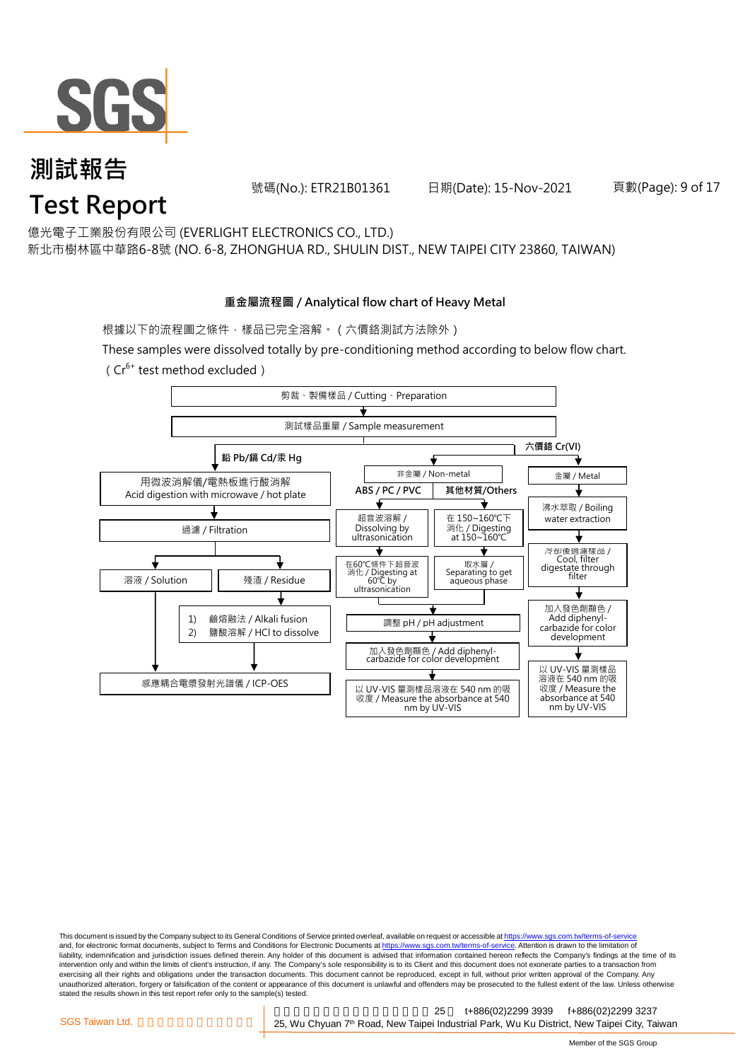# 測試報告

# Test Report

號碼(No.): ETR21B01361　　日期(Date): 15-Nov-2021

億光電子工業股份有限公司 (EVERLIGHT ELECTRONICS CO., LTD.)

新北市樹林區中華路6-8號 (NO. 6-8, ZHONGHUA RD., SHULIN DIST., NEW TAIPEI CITY 23860, TAIWAN)

## 重金屬流程圖 / Analytical flow chart of Heavy Metal

根據以下的流程圖之條件，樣品已完全溶解。（六價鉻測試方法除外）

These samples were dissolved totally by pre-conditioning method according to below flow chart.

（$Cr^{6+}$ test method excluded）

剪裁、製備樣品 / Cutting、Preparation

測試樣品重量 / Sample measurement

鉛 Pb/鎘 Cd/汞 Hg

用微波消解儀/電熱板進行酸消解
Acid digestion with microwave / hot plate

過濾 / Filtration

溶液 / Solution

殘渣 / Residue

1) 鹼熔融法 / Alkali fusion
2) 鹽酸溶解 / HCl to dissolve

感應耦合電漿發射光譜儀 / ICP-OES

非金屬 / Non-metal

ABS / PC / PVC

超音波溶解 / Dissolving by ultrasonication

在60℃條件下超音波消化 / Digesting at 60℃ by ultrasonication

其他材質/Others

在 150~160℃下消化 / Digesting at 150~160℃

取水層 / Separating to get aqueous phase

調整 pH / pH adjustment

加入發色劑顯色 / Add diphenyl-carbazide for color development

以 UV-VIS 量測樣品溶液在 540 nm 的吸收度 / Measure the absorbance at 540 nm by UV-VIS

六價鉻 Cr(VI)

金屬 / Metal

沸水萃取 / Boiling water extraction

冷卻後過濾樣品 / Cool, filter digestate through filter

加入發色劑顯色 / Add diphenyl-carbazide for color development

以 UV-VIS 量測樣品溶液在 540 nm 的吸收度 / Measure the absorbance at 540 nm by UV-VIS

This document is issued by the Company subject to its General Conditions of Service printed overleaf, available on request or accessible at https://www.sgs.com.tw/terms-of-service and, for electronic format documents, subject to Terms and Conditions for Electronic Documents at https://www.sgs.com.tw/terms-of-service. Attention is drawn to the limitation of liability, indemnification and jurisdiction issues defined therein. Any holder of this document is advised that information contained hereon reflects the Company's findings at the time of its intervention only and within the limits of client's instruction, if any. The Company's sole responsibility is to its Client and this document does not exonerate parties to a transaction from exercising all their rights and obligations under the transaction documents. This document cannot be reproduced, except in full, without prior written approval of the Company. Any unauthorized alteration, forgery or falsification of the content or appearance of this document is unlawful and offenders may be prosecuted to the fullest extent of the law. Unless otherwise stated the results shown in this test report refer only to the sample(s) tested.

SGS Taiwan Ltd. 25, Wu Chyuan 7th Road, New Taipei Industrial Park, Wu Ku District, New Taipei City, Taiwan t+886(02)2299 3939 f+886(02)2299 3237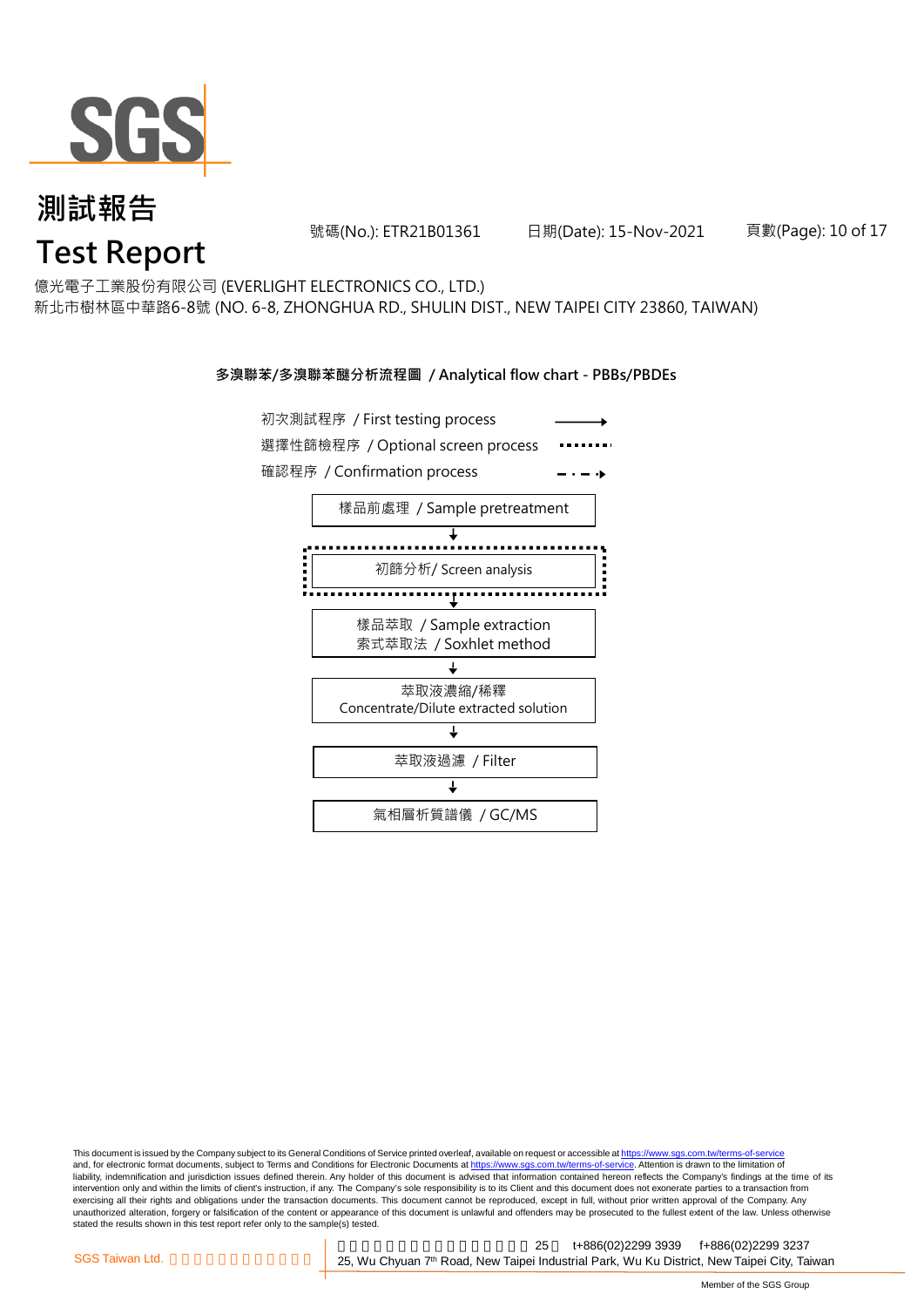# 測試報告

# Test Report

號碼(No.): ETR21B01361　　日期(Date): 15-Nov-2021

億光電子工業股份有限公司 (EVERLIGHT ELECTRONICS CO., LTD.)

新北市樹林區中華路6-8號 (NO. 6-8, ZHONGHUA RD., SHULIN DIST., NEW TAIPEI CITY 23860, TAIWAN)

**多溴聯苯/多溴聯苯醚分析流程圖 / Analytical flow chart - PBBs/PBDEs**

初次測試程序 / First testing process

選擇性篩檢程序 / Optional screen process

確認程序 / Confirmation process

樣品前處理 / Sample pretreatment

初篩分析/ Screen analysis

樣品萃取 / Sample extraction

索式萃取法 / Soxhlet method

萃取液濃縮/稀釋

Concentrate/Dilute extracted solution

萃取液過濾 / Filter

氣相層析質譜儀 / GC/MS

This document is issued by the Company subject to its General Conditions of Service printed overleaf, available on request or accessible at https://www.sgs.com.tw/terms-of-service and, for electronic format documents, subject to Terms and Conditions for Electronic Documents at https://www.sgs.com.tw/terms-of-service. Attention is drawn to the limitation of liability, indemnification and jurisdiction issues defined therein. Any holder of this document is advised that information contained hereon reflects the Company's findings at the time of its intervention only and within the limits of client's instruction, if any. The Company's sole responsibility is to its Client and this document does not exonerate parties to a transaction from exercising all their rights and obligations under the transaction documents. This document cannot be reproduced, except in full, without prior written approval of the Company. Any unauthorized alteration, forgery or falsification of the content or appearance of this document is unlawful and offenders may be prosecuted to the fullest extent of the law. Unless otherwise stated the results shown in this test report refer only to the sample(s) tested.

SGS Taiwan Ltd. | 25, Wu Chyuan 7th Road, New Taipei Industrial Park, Wu Ku District, New Taipei City, Taiwan | t+886(02)2299 3939 | f+886(02)2299 3237

Member of the SGS Group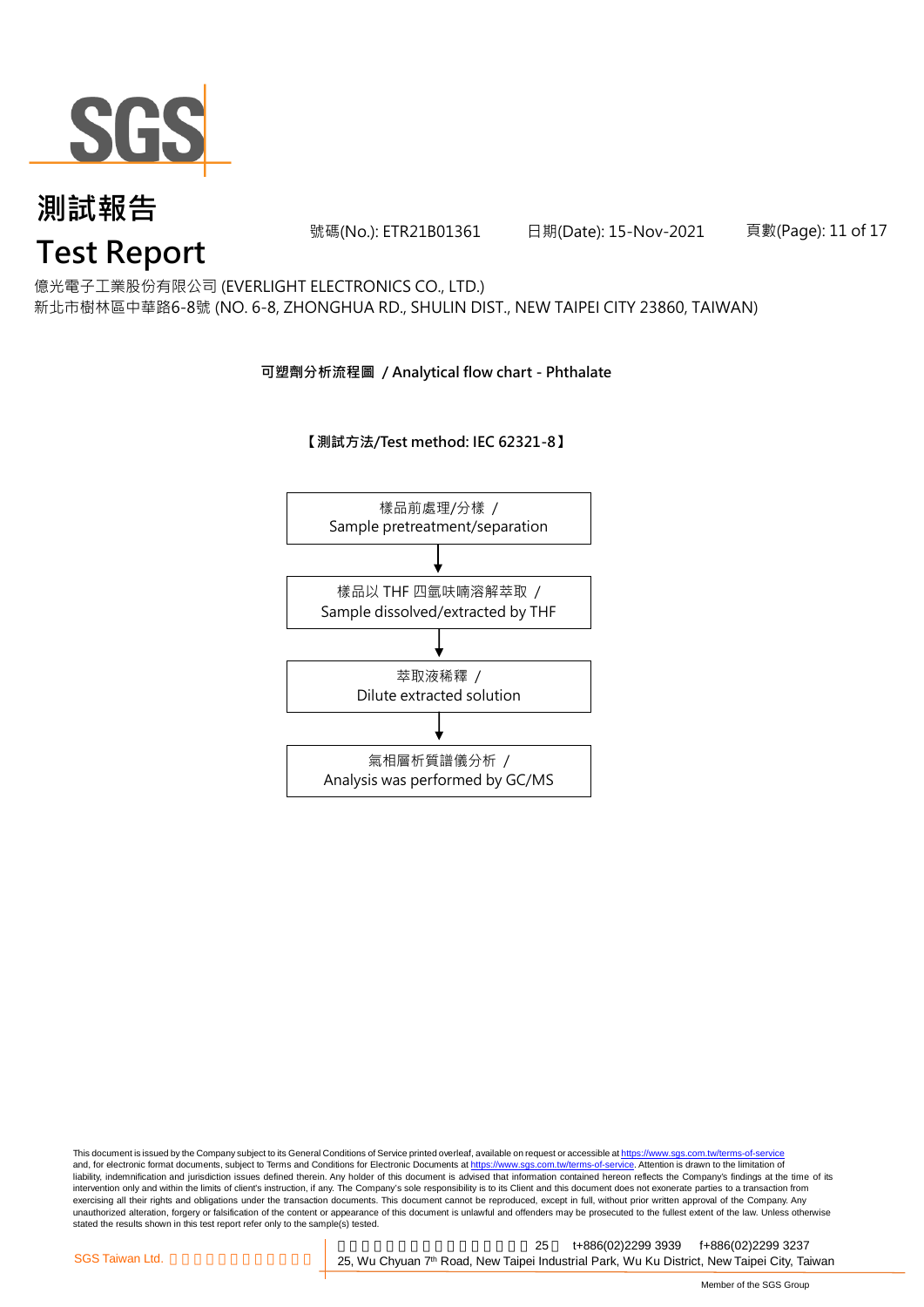# 測試報告

# Test Report

號碼(No.): ETR21B01361　　日期(Date): 15-Nov-2021

億光電子工業股份有限公司 (EVERLIGHT ELECTRONICS CO., LTD.)
新北市樹林區中華路6-8號 (NO. 6-8, ZHONGHUA RD., SHULIN DIST., NEW TAIPEI CITY 23860, TAIWAN)

**可塑劑分析流程圖 / Analytical flow chart - Phthalate**

**【測試方法/Test method: IEC 62321-8】**

樣品前處理/分樣 /
Sample pretreatment/separation

↓

樣品以 THF 四氫呋喃溶解萃取 /
Sample dissolved/extracted by THF

↓

萃取液稀釋 /
Dilute extracted solution

↓

氣相層析質譜儀分析 /
Analysis was performed by GC/MS

This document is issued by the Company subject to its General Conditions of Service printed overleaf, available on request or accessible at https://www.sgs.com.tw/terms-of-service and, for electronic format documents, subject to Terms and Conditions for Electronic Documents at https://www.sgs.com.tw/terms-of-service. Attention is drawn to the limitation of liability, indemnification and jurisdiction issues defined therein. Any holder of this document is advised that information contained hereon reflects the Company's findings at the time of its intervention only and within the limits of client's instruction, if any. The Company's sole responsibility is to its Client and this document does not exonerate parties to a transaction from exercising all their rights and obligations under the transaction documents. This document cannot be reproduced, except in full, without prior written approval of the Company. Any unauthorized alteration, forgery or falsification of the content or appearance of this document is unlawful and offenders may be prosecuted to the fullest extent of the law. Unless otherwise stated the results shown in this test report refer only to the sample(s) tested.

SGS Taiwan Ltd. | 25 | t+886(02)2299 3939 | f+886(02)2299 3237
25, Wu Chyuan 7th Road, New Taipei Industrial Park, Wu Ku District, New Taipei City, Taiwan

Member of the SGS Group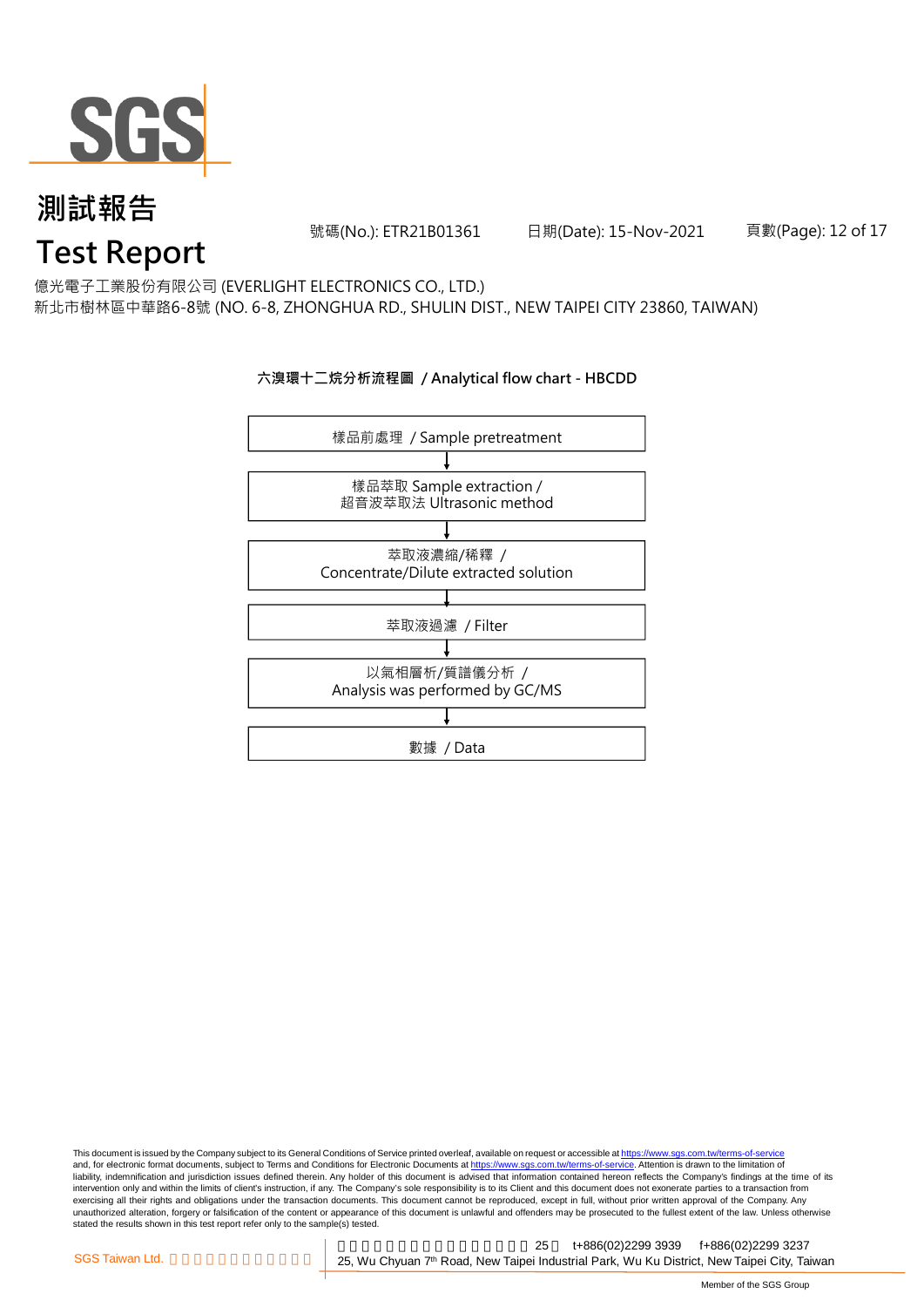# 測試報告
# Test Report

號碼(No.): ETR21B01361　　日期(Date): 15-Nov-2021

億光電子工業股份有限公司 (EVERLIGHT ELECTRONICS CO., LTD.)
新北市樹林區中華路6-8號 (NO. 6-8, ZHONGHUA RD., SHULIN DIST., NEW TAIPEI CITY 23860, TAIWAN)

**六溴環十二烷分析流程圖 / Analytical flow chart - HBCDD**

樣品前處理 / Sample pretreatment

↓

樣品萃取 Sample extraction /
超音波萃取法 Ultrasonic method

↓

萃取液濃縮/稀釋 /
Concentrate/Dilute extracted solution

↓

萃取液過濾 / Filter

↓

以氣相層析/質譜儀分析 /
Analysis was performed by GC/MS

↓

數據 / Data

This document is issued by the Company subject to its General Conditions of Service printed overleaf, available on request or accessible at https://www.sgs.com.tw/terms-of-service and, for electronic format documents, subject to Terms and Conditions for Electronic Documents at https://www.sgs.com.tw/terms-of-service. Attention is drawn to the limitation of liability, indemnification and jurisdiction issues defined therein. Any holder of this document is advised that information contained hereon reflects the Company's findings at the time of its intervention only and within the limits of client's instruction, if any. The Company's sole responsibility is to its Client and this document does not exonerate parties to a transaction from exercising all their rights and obligations under the transaction documents. This document cannot be reproduced, except in full, without prior written approval of the Company. Any unauthorized alteration, forgery or falsification of the content or appearance of this document is unlawful and offenders may be prosecuted to the fullest extent of the law. Unless otherwise stated the results shown in this test report refer only to the sample(s) tested.

SGS Taiwan Ltd. | 25, Wu Chyuan 7th Road, New Taipei Industrial Park, Wu Ku District, New Taipei City, Taiwan | t+886(02)2299 3939 | f+886(02)2299 3237

Member of the SGS Group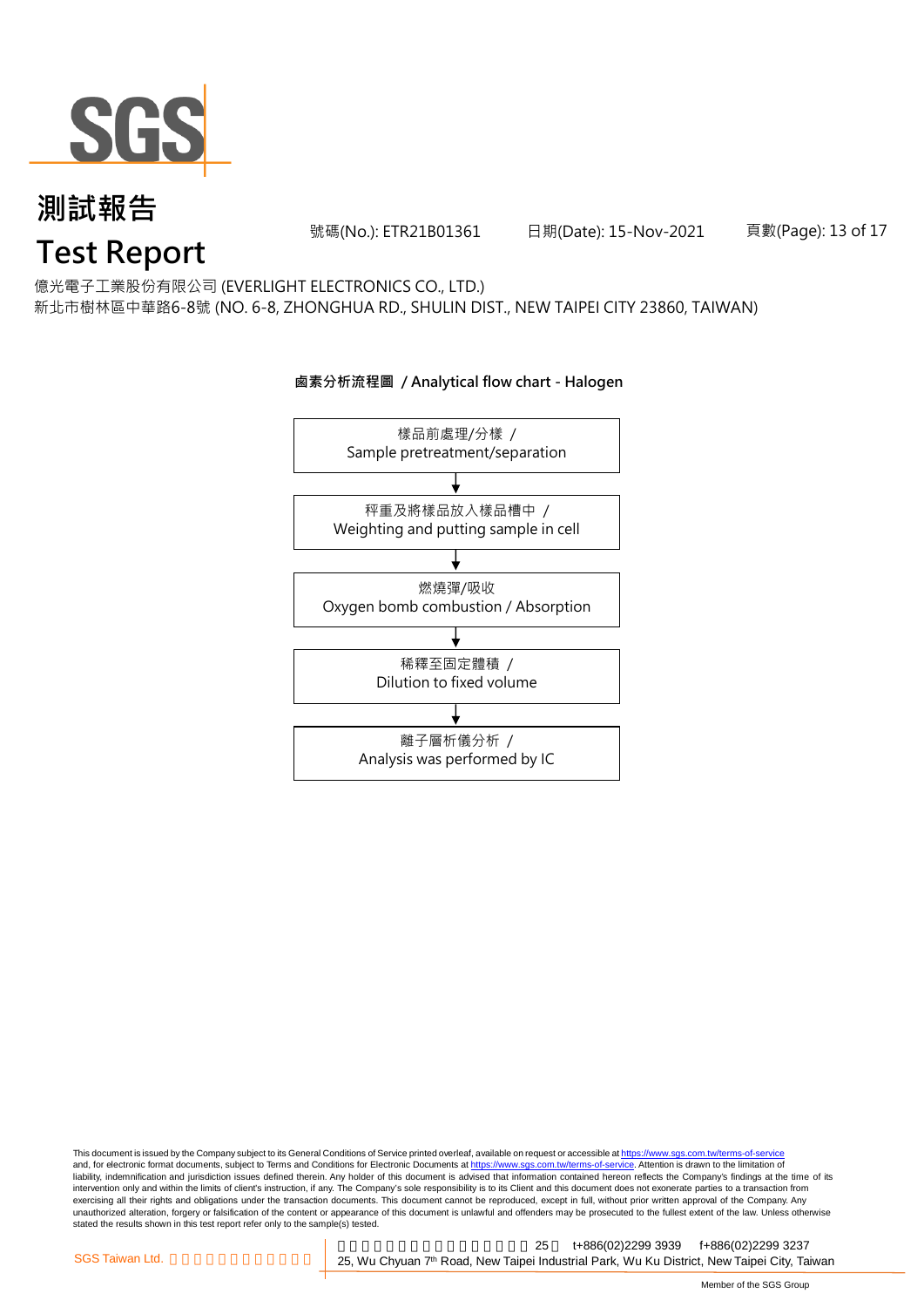# 測試報告
# Test Report

號碼(No.): ETR21B01361　　日期(Date): 15-Nov-2021

億光電子工業股份有限公司 (EVERLIGHT ELECTRONICS CO., LTD.)
新北市樹林區中華路6-8號 (NO. 6-8, ZHONGHUA RD., SHULIN DIST., NEW TAIPEI CITY 23860, TAIWAN)

**鹵素分析流程圖 / Analytical flow chart - Halogen**

樣品前處理/分樣 /
Sample pretreatment/separation

↓

秤重及將樣品放入樣品槽中 /
Weighting and putting sample in cell

↓

燃燒彈/吸收
Oxygen bomb combustion / Absorption

↓

稀釋至固定體積 /
Dilution to fixed volume

↓

離子層析儀分析 /
Analysis was performed by IC

This document is issued by the Company subject to its General Conditions of Service printed overleaf, available on request or accessible at https://www.sgs.com.tw/terms-of-service and, for electronic format documents, subject to Terms and Conditions for Electronic Documents at https://www.sgs.com.tw/terms-of-service. Attention is drawn to the limitation of liability, indemnification and jurisdiction issues defined therein. Any holder of this document is advised that information contained hereon reflects the Company's findings at the time of its intervention only and within the limits of client's instruction, if any. The Company's sole responsibility is to its Client and this document does not exonerate parties to a transaction from exercising all their rights and obligations under the transaction documents. This document cannot be reproduced, except in full, without prior written approval of the Company. Any unauthorized alteration, forgery or falsification of the content or appearance of this document is unlawful and offenders may be prosecuted to the fullest extent of the law. Unless otherwise stated the results shown in this test report refer only to the sample(s) tested.

SGS Taiwan Ltd. 25 t+886(02)2299 3939 f+886(02)2299 3237
25, Wu Chyuan 7th Road, New Taipei Industrial Park, Wu Ku District, New Taipei City, Taiwan

Member of the SGS Group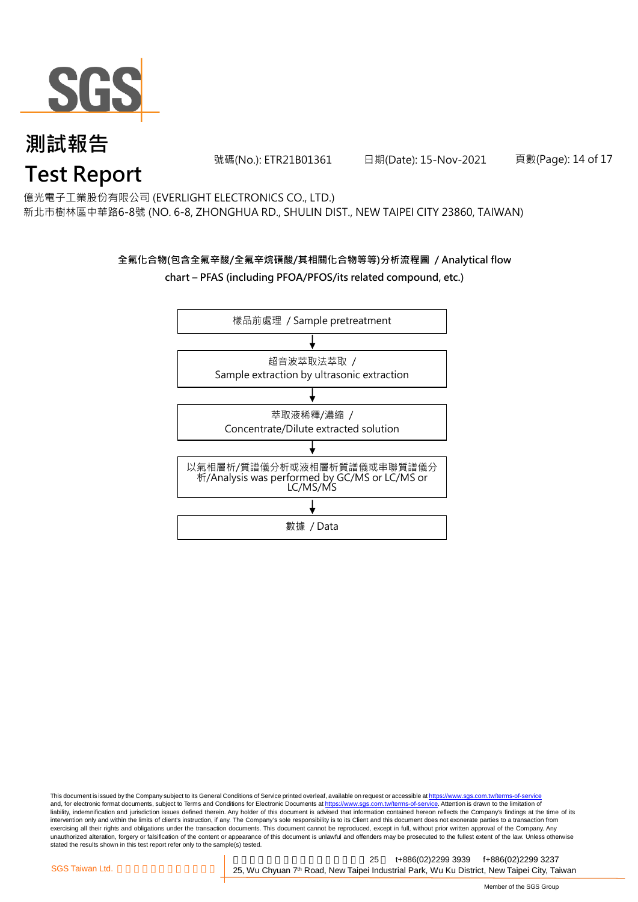# 測試報告
# Test Report

號碼(No.): ETR21B01361 日期(Date): 15-Nov-2021

億光電子工業股份有限公司 (EVERLIGHT ELECTRONICS CO., LTD.)
新北市樹林區中華路6-8號 (NO. 6-8, ZHONGHUA RD., SHULIN DIST., NEW TAIPEI CITY 23860, TAIWAN)

**全氟化合物(包含全氟辛酸/全氟辛烷磺酸/其相關化合物等等)分析流程圖 / Analytical flow chart – PFAS (including PFOA/PFOS/its related compound, etc.)**

樣品前處理 / Sample pretreatment

↓

超音波萃取法萃取 / Sample extraction by ultrasonic extraction

↓

萃取液稀釋/濃縮 / Concentrate/Dilute extracted solution

↓

以氣相層析/質譜儀分析或液相層析質譜儀或串聯質譜儀分析/Analysis was performed by GC/MS or LC/MS or LC/MS/MS

↓

數據 / Data

This document is issued by the Company subject to its General Conditions of Service printed overleaf, available on request or accessible at https://www.sgs.com.tw/terms-of-service and, for electronic format documents, subject to Terms and Conditions for Electronic Documents at https://www.sgs.com.tw/terms-of-service. Attention is drawn to the limitation of liability, indemnification and jurisdiction issues defined therein. Any holder of this document is advised that information contained hereon reflects the Company's findings at the time of its intervention only and within the limits of client's instruction, if any. The Company's sole responsibility is to its Client and this document does not exonerate parties to a transaction from exercising all their rights and obligations under the transaction documents. This document cannot be reproduced, except in full, without prior written approval of the Company. Any unauthorized alteration, forgery or falsification of the content or appearance of this document is unlawful and offenders may be prosecuted to the fullest extent of the law. Unless otherwise stated the results shown in this test report refer only to the sample(s) tested.

SGS Taiwan Ltd. 25, Wu Chyuan 7th Road, New Taipei Industrial Park, Wu Ku District, New Taipei City, Taiwan t+886(02)2299 3939 f+886(02)2299 3237

Member of the SGS Group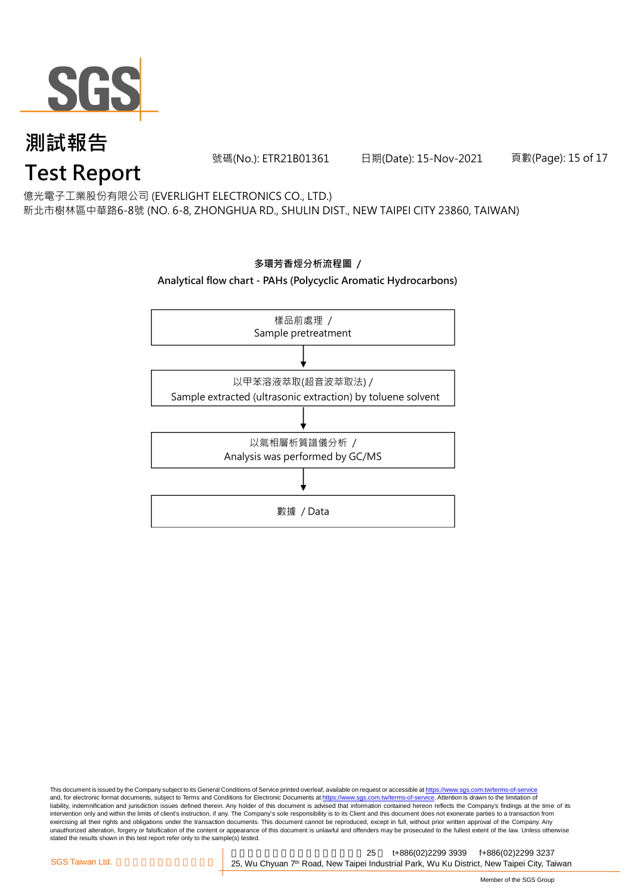# 測試報告

# Test Report

號碼(No.): ETR21B01361　　日期(Date): 15-Nov-2021

億光電子工業股份有限公司 (EVERLIGHT ELECTRONICS CO., LTD.)
新北市樹林區中華路6-8號 (NO. 6-8, ZHONGHUA RD., SHULIN DIST., NEW TAIPEI CITY 23860, TAIWAN)

**多環芳香烴分析流程圖 /**

**Analytical flow chart - PAHs (Polycyclic Aromatic Hydrocarbons)**

樣品前處理 /
Sample pretreatment

↓

以甲苯溶液萃取(超音波萃取法) /
Sample extracted (ultrasonic extraction) by toluene solvent

↓

以氣相層析質譜儀分析 /
Analysis was performed by GC/MS

↓

數據 / Data

This document is issued by the Company subject to its General Conditions of Service printed overleaf, available on request or accessible at https://www.sgs.com.tw/terms-of-service and, for electronic format documents, subject to Terms and Conditions for Electronic Documents at https://www.sgs.com.tw/terms-of-service. Attention is drawn to the limitation of liability, indemnification and jurisdiction issues defined therein. Any holder of this document is advised that information contained hereon reflects the Company's findings at the time of its intervention only and within the limits of client's instruction, if any. The Company's sole responsibility is to its Client and this document does not exonerate parties to a transaction from exercising all their rights and obligations under the transaction documents. This document cannot be reproduced, except in full, without prior written approval of the Company. Any unauthorized alteration, forgery or falsification of the content or appearance of this document is unlawful and offenders may be prosecuted to the fullest extent of the law. Unless otherwise stated the results shown in this test report refer only to the sample(s) tested.

SGS Taiwan Ltd. | 25 t+886(02)2299 3939 f+886(02)2299 3237
25, Wu Chyuan 7th Road, New Taipei Industrial Park, Wu Ku District, New Taipei City, Taiwan

Member of the SGS Group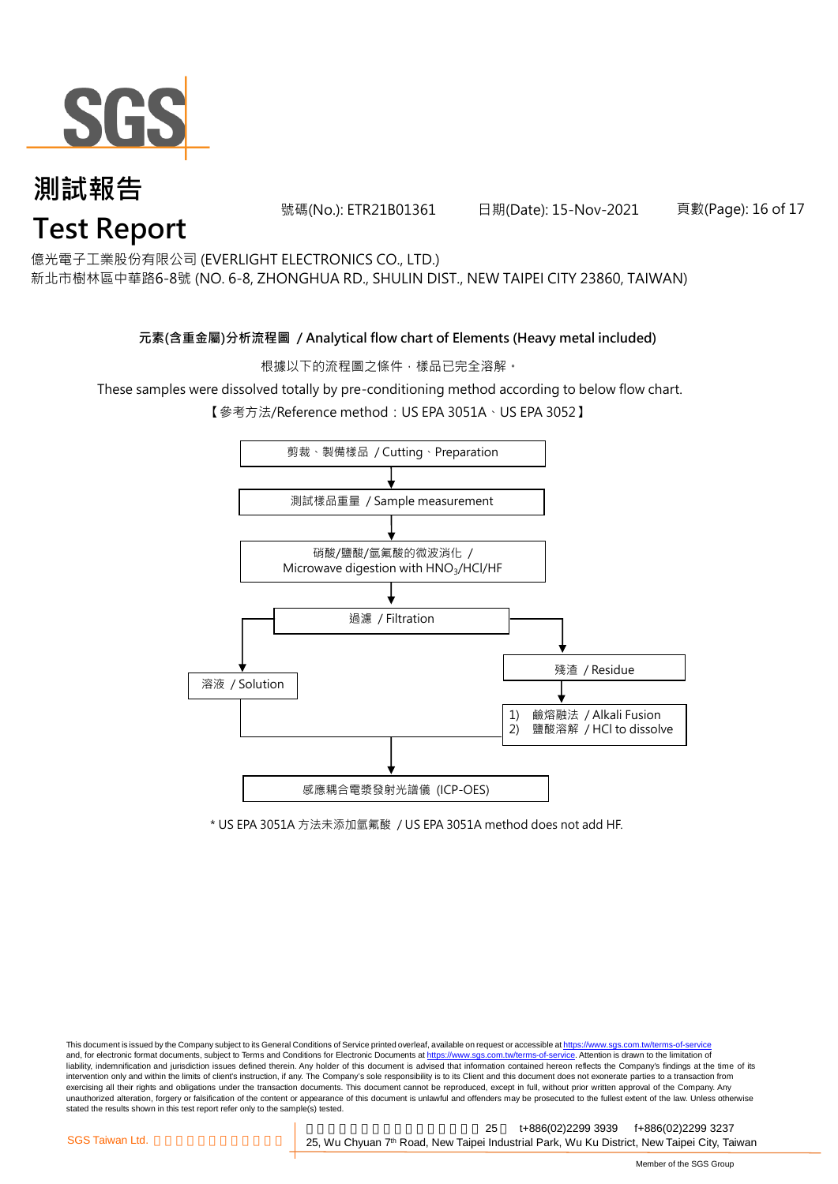# 測試報告

# Test Report

號碼(No.): ETR21B01361　　日期(Date): 15-Nov-2021

億光電子工業股份有限公司 (EVERLIGHT ELECTRONICS CO., LTD.)
新北市樹林區中華路6-8號 (NO. 6-8, ZHONGHUA RD., SHULIN DIST., NEW TAIPEI CITY 23860, TAIWAN)

**元素(含重金屬)分析流程圖 / Analytical flow chart of Elements (Heavy metal included)**

根據以下的流程圖之條件，樣品已完全溶解。

These samples were dissolved totally by pre-conditioning method according to below flow chart.

【參考方法/Reference method：US EPA 3051A、US EPA 3052】

剪裁、製備樣品 / Cutting、Preparation

測試樣品重量 / Sample measurement

硝酸/鹽酸/氫氟酸的微波消化 / Microwave digestion with $HNO_3$/HCl/HF

過濾 / Filtration

溶液 / Solution

殘渣 / Residue

1) 鹼熔融法 / Alkali Fusion
2) 鹽酸溶解 / HCl to dissolve

感應耦合電漿發射光譜儀 (ICP-OES)

* US EPA 3051A 方法未添加氫氟酸 / US EPA 3051A method does not add HF.

This document is issued by the Company subject to its General Conditions of Service printed overleaf, available on request or accessible at https://www.sgs.com.tw/terms-of-service and, for electronic format documents, subject to Terms and Conditions for Electronic Documents at https://www.sgs.com.tw/terms-of-service. Attention is drawn to the limitation of liability, indemnification and jurisdiction issues defined therein. Any holder of this document is advised that information contained hereon reflects the Company's findings at the time of its intervention only and within the limits of client's instruction, if any. The Company's sole responsibility is to its Client and this document does not exonerate parties to a transaction from exercising all their rights and obligations under the transaction documents. This document cannot be reproduced, except in full, without prior written approval of the Company. Any unauthorized alteration, forgery or falsification of the content or appearance of this document is unlawful and offenders may be prosecuted to the fullest extent of the law. Unless otherwise stated the results shown in this test report refer only to the sample(s) tested.

SGS Taiwan Ltd. 　t+886(02)2299 3939　f+886(02)2299 3237
25, Wu Chyuan 7th Road, New Taipei Industrial Park, Wu Ku District, New Taipei City, Taiwan

Member of the SGS Group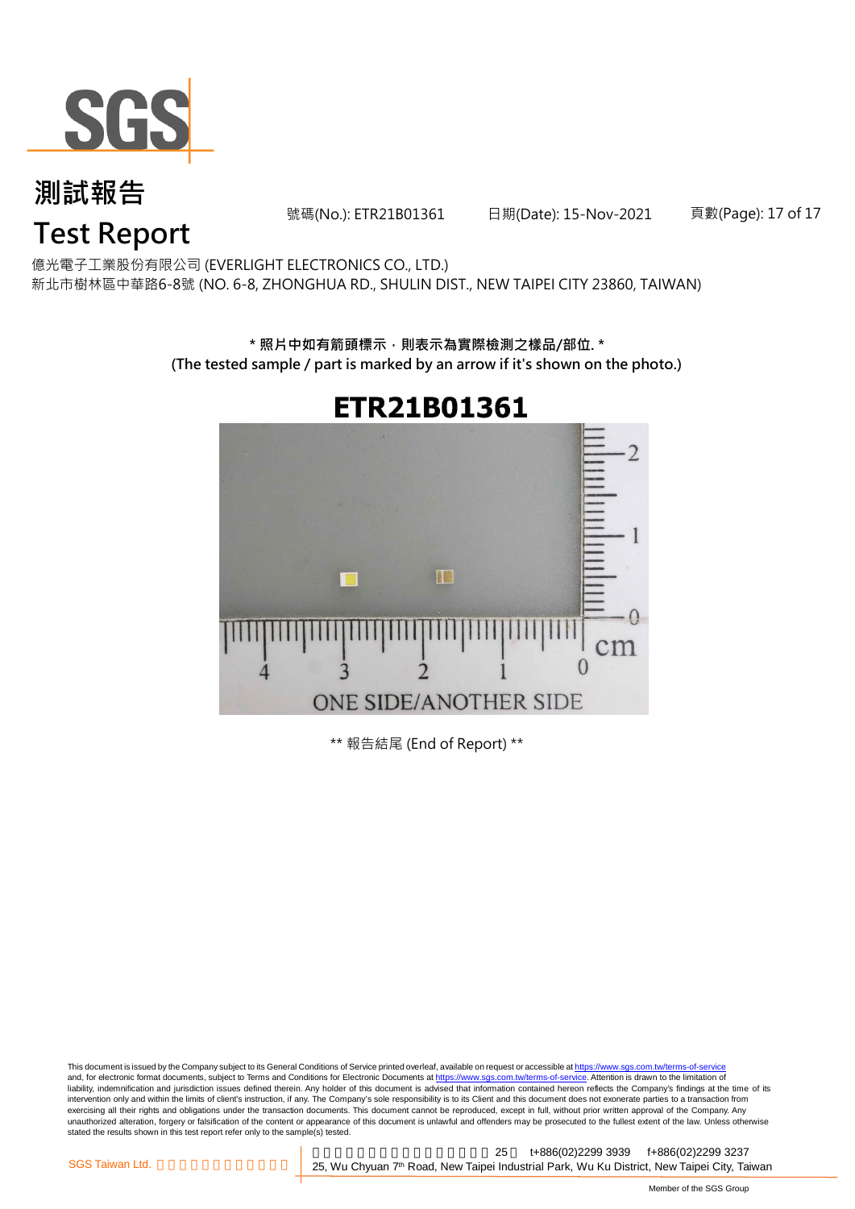# 測試報告

# Test Report

號碼(No.): ETR21B01361 日期(Date): 15-Nov-2021

億光電子工業股份有限公司 (EVERLIGHT ELECTRONICS CO., LTD.)
新北市樹林區中華路6-8號 (NO. 6-8, ZHONGHUA RD., SHULIN DIST., NEW TAIPEI CITY 23860, TAIWAN)

**\* 照片中如有箭頭標示，則表示為實際檢測之樣品/部位. \***
**(The tested sample / part is marked by an arrow if it's shown on the photo.)**

**ETR21B01361**

ONE SIDE/ANOTHER SIDE

** 報告結尾 (End of Report) **

This document is issued by the Company subject to its General Conditions of Service printed overleaf, available on request or accessible at https://www.sgs.com.tw/terms-of-service and, for electronic format documents, subject to Terms and Conditions for Electronic Documents at https://www.sgs.com.tw/terms-of-service. Attention is drawn to the limitation of liability, indemnification and jurisdiction issues defined therein. Any holder of this document is advised that information contained hereon reflects the Company's findings at the time of its intervention only and within the limits of client's instruction, if any. The Company's sole responsibility is to its Client and this document does not exonerate parties to a transaction from exercising all their rights and obligations under the transaction documents. This document cannot be reproduced, except in full, without prior written approval of the Company. Any unauthorized alteration, forgery or falsification of the content or appearance of this document is unlawful and offenders may be prosecuted to the fullest extent of the law. Unless otherwise stated the results shown in this test report refer only to the sample(s) tested.

SGS Taiwan Ltd. 25, Wu Chyuan 7th Road, New Taipei Industrial Park, Wu Ku District, New Taipei City, Taiwan t+886(02)2299 3939 f+886(02)2299 3237

Member of the SGS Group